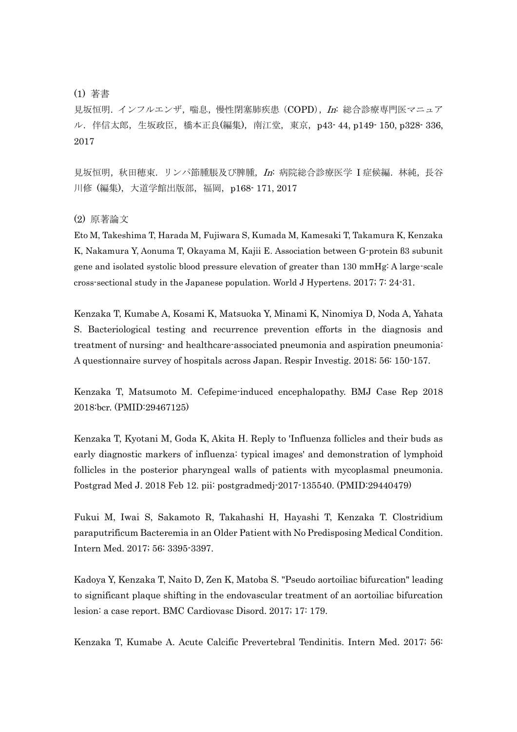(1) 著書

見坂恒明．インフルエンザ，喘息，慢性閉塞肺疾患（COPD），*In*: 総合診療専門医マニュアル．伴信太郎，生坂政臣，橋本正良(編集)，南江堂，東京，p43- 44, p149- 150, p328- 336, 2017

見坂恒明，秋田穂束．リンパ節腫脹及び脾腫，*In*: 病院総合診療医学 I 症候編．林純，長谷川修 (編集)，大道学館出版部，福岡，p168- 171, 2017

(2) 原著論文

Eto M, Takeshima T, Harada M, Fujiwara S, Kumada M, Kamesaki T, Takamura K, Kenzaka K, Nakamura Y, Aonuma T, Okayama M, Kajii E. Association between G-protein β3 subunit gene and isolated systolic blood pressure elevation of greater than 130 mmHg: A large-scale cross-sectional study in the Japanese population. World J Hypertens. 2017; 7: 24-31.

Kenzaka T, Kumabe A, Kosami K, Matsuoka Y, Minami K, Ninomiya D, Noda A, Yahata S. Bacteriological testing and recurrence prevention efforts in the diagnosis and treatment of nursing- and healthcare-associated pneumonia and aspiration pneumonia: A questionnaire survey of hospitals across Japan. Respir Investig. 2018; 56: 150-157.

Kenzaka T, Matsumoto M. Cefepime-induced encephalopathy. BMJ Case Rep 2018 2018:bcr. (PMID:29467125)

Kenzaka T, Kyotani M, Goda K, Akita H. Reply to 'Influenza follicles and their buds as early diagnostic markers of influenza: typical images' and demonstration of lymphoid follicles in the posterior pharyngeal walls of patients with mycoplasmal pneumonia. Postgrad Med J. 2018 Feb 12. pii: postgradmedj-2017-135540. (PMID:29440479)

Fukui M, Iwai S, Sakamoto R, Takahashi H, Hayashi T, Kenzaka T. Clostridium paraputrificum Bacteremia in an Older Patient with No Predisposing Medical Condition. Intern Med. 2017; 56: 3395-3397.

Kadoya Y, Kenzaka T, Naito D, Zen K, Matoba S. "Pseudo aortoiliac bifurcation" leading to significant plaque shifting in the endovascular treatment of an aortoiliac bifurcation lesion: a case report. BMC Cardiovasc Disord. 2017; 17: 179.

Kenzaka T, Kumabe A. Acute Calcific Prevertebral Tendinitis. Intern Med. 2017; 56: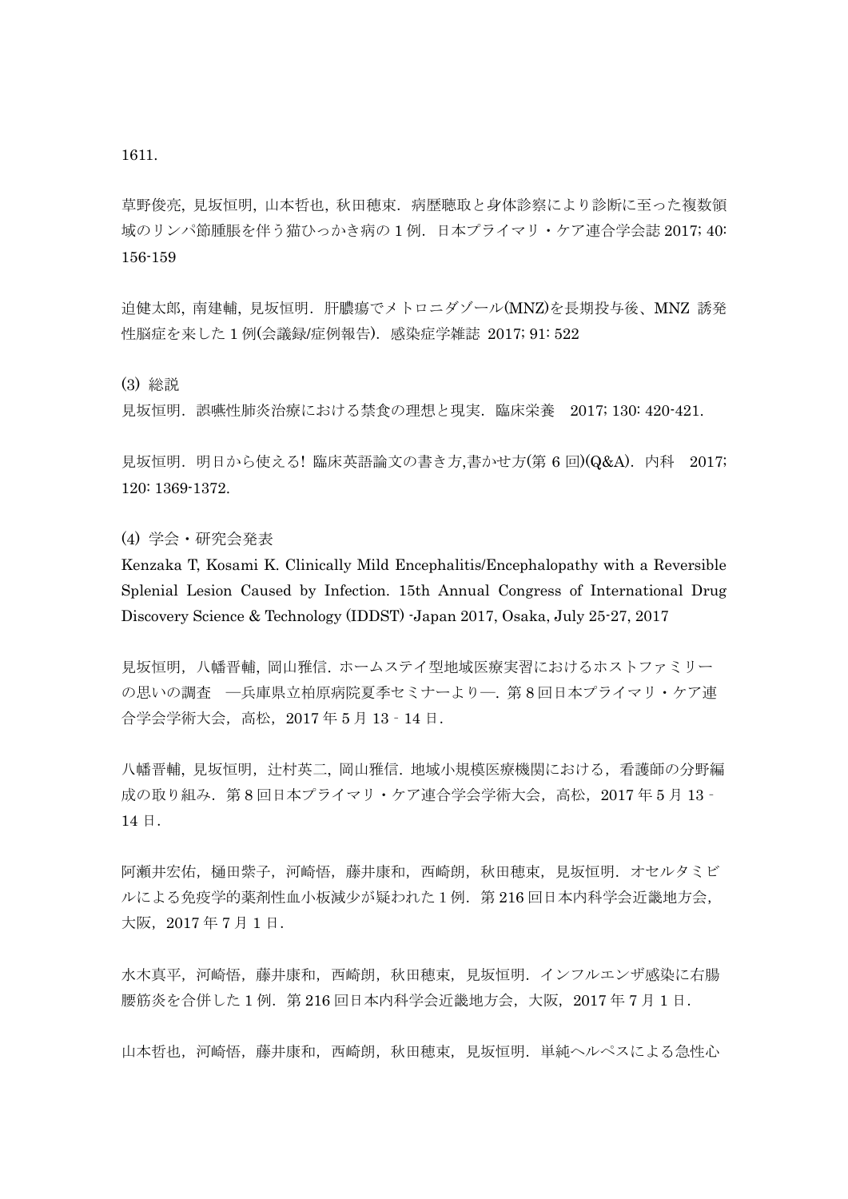1611.

草野俊亮, 見坂恒明, 山本哲也, 秋田穂束. 病歴聴取と身体診察により診断に至った複数領域のリンパ節腫脹を伴う猫ひっかき病の 1 例. 日本プライマリ・ケア連合学会誌 2017; 40: 156-159

迫健太郎, 南建輔, 見坂恒明. 肝膿瘍でメトロニダゾール(MNZ)を長期投与後、MNZ 誘発性脳症を来した 1 例(会議録/症例報告). 感染症学雑誌 2017; 91: 522

(3) 総説

見坂恒明. 誤嚥性肺炎治療における禁食の理想と現実. 臨床栄養　2017; 130: 420-421.

見坂恒明. 明日から使える! 臨床英語論文の書き方,書かせ方(第 6 回)(Q&A). 内科　2017; 120: 1369-1372.

(4) 学会・研究会発表

Kenzaka T, Kosami K. Clinically Mild Encephalitis/Encephalopathy with a Reversible Splenial Lesion Caused by Infection. 15th Annual Congress of International Drug Discovery Science & Technology (IDDST) -Japan 2017, Osaka, July 25-27, 2017

見坂恒明, 八幡晋輔, 岡山雅信. ホームステイ型地域医療実習におけるホストファミリーの思いの調査　―兵庫県立柏原病院夏季セミナーより―. 第 8 回日本プライマリ・ケア連合学会学術大会, 高松, 2017 年 5 月 13 - 14 日.

八幡晋輔, 見坂恒明, 辻村英二, 岡山雅信. 地域小規模医療機関における, 看護師の分野編成の取り組み. 第 8 回日本プライマリ・ケア連合学会学術大会, 高松, 2017 年 5 月 13 - 14 日.

阿瀬井宏佑, 樋田紫子, 河崎悟, 藤井康和, 西崎朗, 秋田穂束, 見坂恒明. オセルタミビルによる免疫学的薬剤性血小板減少が疑われた 1 例. 第 216 回日本内科学会近畿地方会, 大阪, 2017 年 7 月 1 日.

水木真平, 河崎悟, 藤井康和, 西崎朗, 秋田穂束, 見坂恒明. インフルエンザ感染に右腸腰筋炎を合併した 1 例. 第 216 回日本内科学会近畿地方会, 大阪, 2017 年 7 月 1 日.

山本哲也, 河崎悟, 藤井康和, 西崎朗, 秋田穂束, 見坂恒明. 単純ヘルペスによる急性心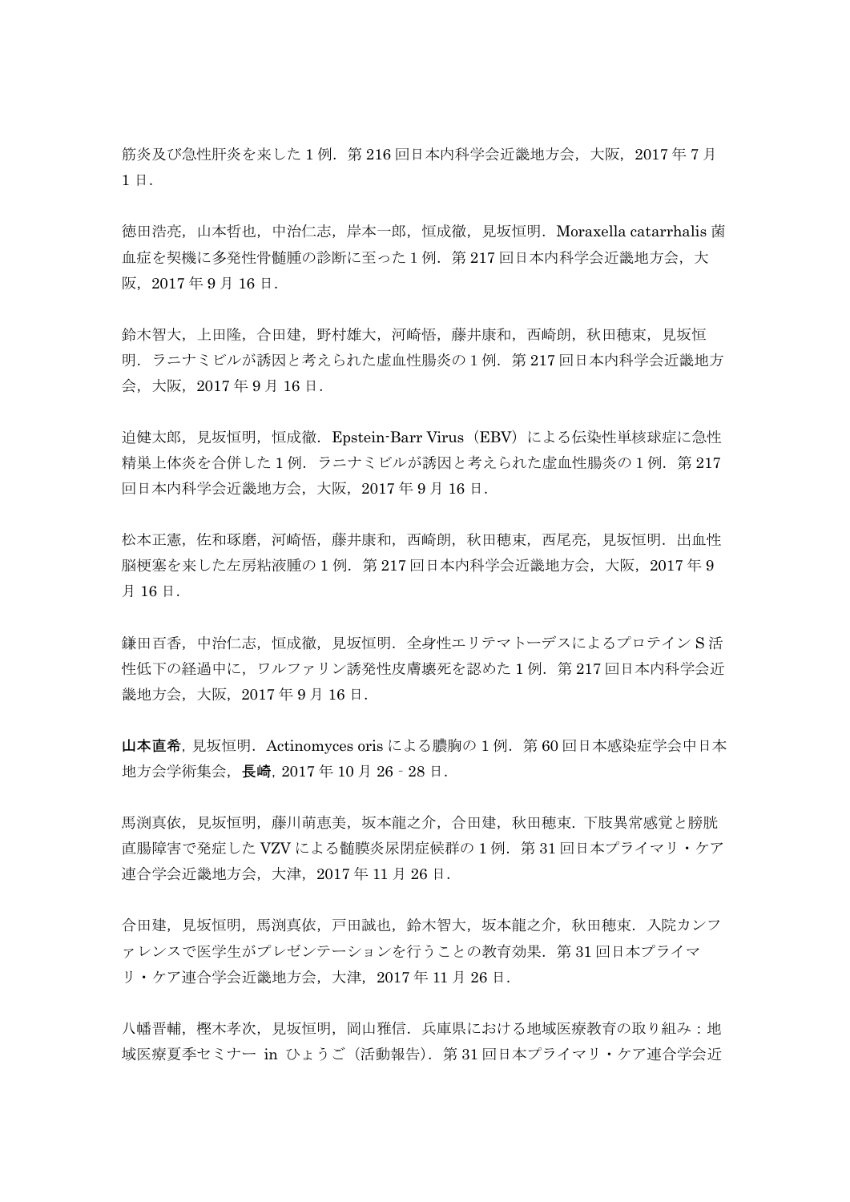筋炎及び急性肝炎を来した 1 例．第 216 回日本内科学会近畿地方会，大阪，2017 年 7 月 1 日．

徳田浩亮，山本哲也，中治仁志，岸本一郎，恒成徹，見坂恒明．Moraxella catarrhalis 菌血症を契機に多発性骨髄腫の診断に至った 1 例．第 217 回日本内科学会近畿地方会，大阪，2017 年 9 月 16 日．

鈴木智大，上田隆，合田建，野村雄大，河崎悟，藤井康和，西崎朗，秋田穂束，見坂恒明．ラニナミビルが誘因と考えられた虚血性腸炎の 1 例．第 217 回日本内科学会近畿地方会，大阪，2017 年 9 月 16 日．

迫健太郎，見坂恒明，恒成徹．Epstein-Barr Virus（EBV）による伝染性単核球症に急性精巣上体炎を合併した 1 例．ラニナミビルが誘因と考えられた虚血性腸炎の 1 例．第 217 回日本内科学会近畿地方会，大阪，2017 年 9 月 16 日．

松本正憲，佐和琢磨，河崎悟，藤井康和，西崎朗，秋田穂束，西尾亮，見坂恒明．出血性脳梗塞を来した左房粘液腫の 1 例．第 217 回日本内科学会近畿地方会，大阪，2017 年 9 月 16 日．

鎌田百香，中治仁志，恒成徹，見坂恒明．全身性エリテマトーデスによるプロテイン S 活性低下の経過中に，ワルファリン誘発性皮膚壊死を認めた 1 例．第 217 回日本内科学会近畿地方会，大阪，2017 年 9 月 16 日．

**山本直希**，見坂恒明．Actinomyces oris による膿胸の 1 例．第 60 回日本感染症学会中日本地方会学術集会，**長崎**，2017 年 10 月 26‐28 日．

馬渕真依，見坂恒明，藤川萌恵美，坂本龍之介，合田建，秋田穂束．下肢異常感覚と膀胱直腸障害で発症した VZV による髄膜炎尿閉症候群の 1 例．第 31 回日本プライマリ・ケア連合学会近畿地方会，大津，2017 年 11 月 26 日．

合田建，見坂恒明，馬渕真依，戸田誠也，鈴木智大，坂本龍之介，秋田穂束．入院カンファレンスで医学生がプレゼンテーションを行うことの教育効果．第 31 回日本プライマリ・ケア連合学会近畿地方会，大津，2017 年 11 月 26 日．

八幡晋輔，樫木孝次，見坂恒明，岡山雅信．兵庫県における地域医療教育の取り組み：地域医療夏季セミナー in ひょうご（活動報告）．第 31 回日本プライマリ・ケア連合学会近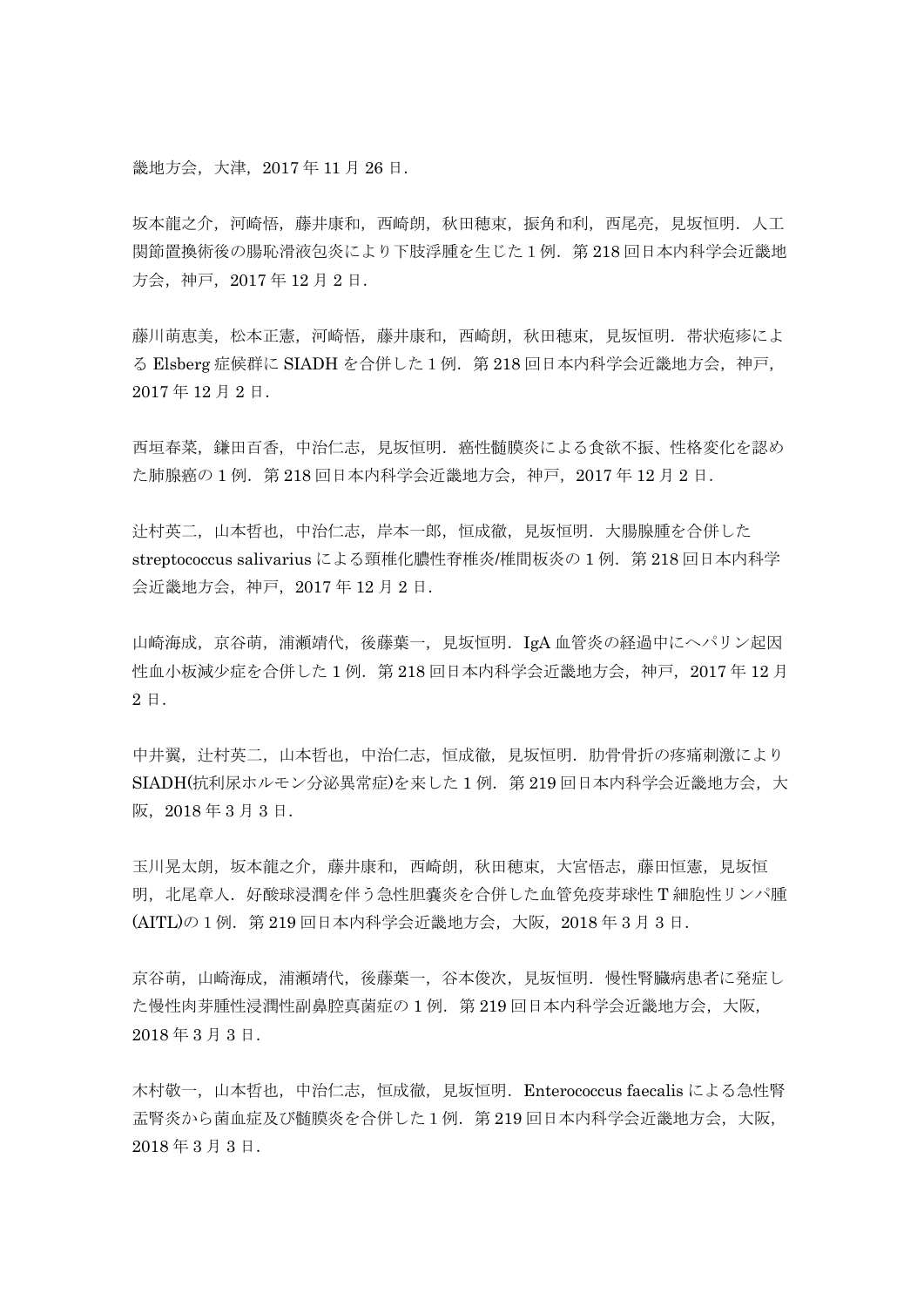畿地方会，大津，2017 年 11 月 26 日．

坂本龍之介，河崎悟，藤井康和，西崎朗，秋田穂束，振角和利，西尾亮，見坂恒明．人工関節置換術後の腸恥滑液包炎により下肢浮腫を生じた 1 例．第 218 回日本内科学会近畿地方会，神戸，2017 年 12 月 2 日．

藤川萌恵美，松本正憲，河崎悟，藤井康和，西崎朗，秋田穂束，見坂恒明．帯状疱疹による Elsberg 症候群に SIADH を合併した 1 例．第 218 回日本内科学会近畿地方会，神戸，2017 年 12 月 2 日．

西垣春菜，鎌田百香，中治仁志，見坂恒明．癌性髄膜炎による食欲不振、性格変化を認めた肺腺癌の 1 例．第 218 回日本内科学会近畿地方会，神戸，2017 年 12 月 2 日．

辻村英二，山本哲也，中治仁志，岸本一郎，恒成徹，見坂恒明．大腸腺腫を合併した streptococcus salivarius による頸椎化膿性脊椎炎/椎間板炎の 1 例．第 218 回日本内科学会近畿地方会，神戸，2017 年 12 月 2 日．

山崎海成，京谷萌，浦瀬靖代，後藤葉一，見坂恒明．IgA 血管炎の経過中にヘパリン起因性血小板減少症を合併した 1 例．第 218 回日本内科学会近畿地方会，神戸，2017 年 12 月 2 日．

中井翼，辻村英二，山本哲也，中治仁志，恒成徹，見坂恒明．肋骨骨折の疼痛刺激により SIADH(抗利尿ホルモン分泌異常症)を来した 1 例．第 219 回日本内科学会近畿地方会，大阪，2018 年 3 月 3 日．

玉川晃太朗，坂本龍之介，藤井康和，西崎朗，秋田穂束，大宮悟志，藤田恒憲，見坂恒明，北尾章人．好酸球浸潤を伴う急性胆嚢炎を合併した血管免疫芽球性 T 細胞性リンパ腫(AITL)の 1 例．第 219 回日本内科学会近畿地方会，大阪，2018 年 3 月 3 日．

京谷萌，山崎海成，浦瀬靖代，後藤葉一，谷本俊次，見坂恒明．慢性腎臓病患者に発症した慢性肉芽腫性浸潤性副鼻腔真菌症の 1 例．第 219 回日本内科学会近畿地方会，大阪，2018 年 3 月 3 日．

木村敬一，山本哲也，中治仁志，恒成徹，見坂恒明．Enterococcus faecalis による急性腎盂腎炎から菌血症及び髄膜炎を合併した 1 例．第 219 回日本内科学会近畿地方会，大阪，2018 年 3 月 3 日．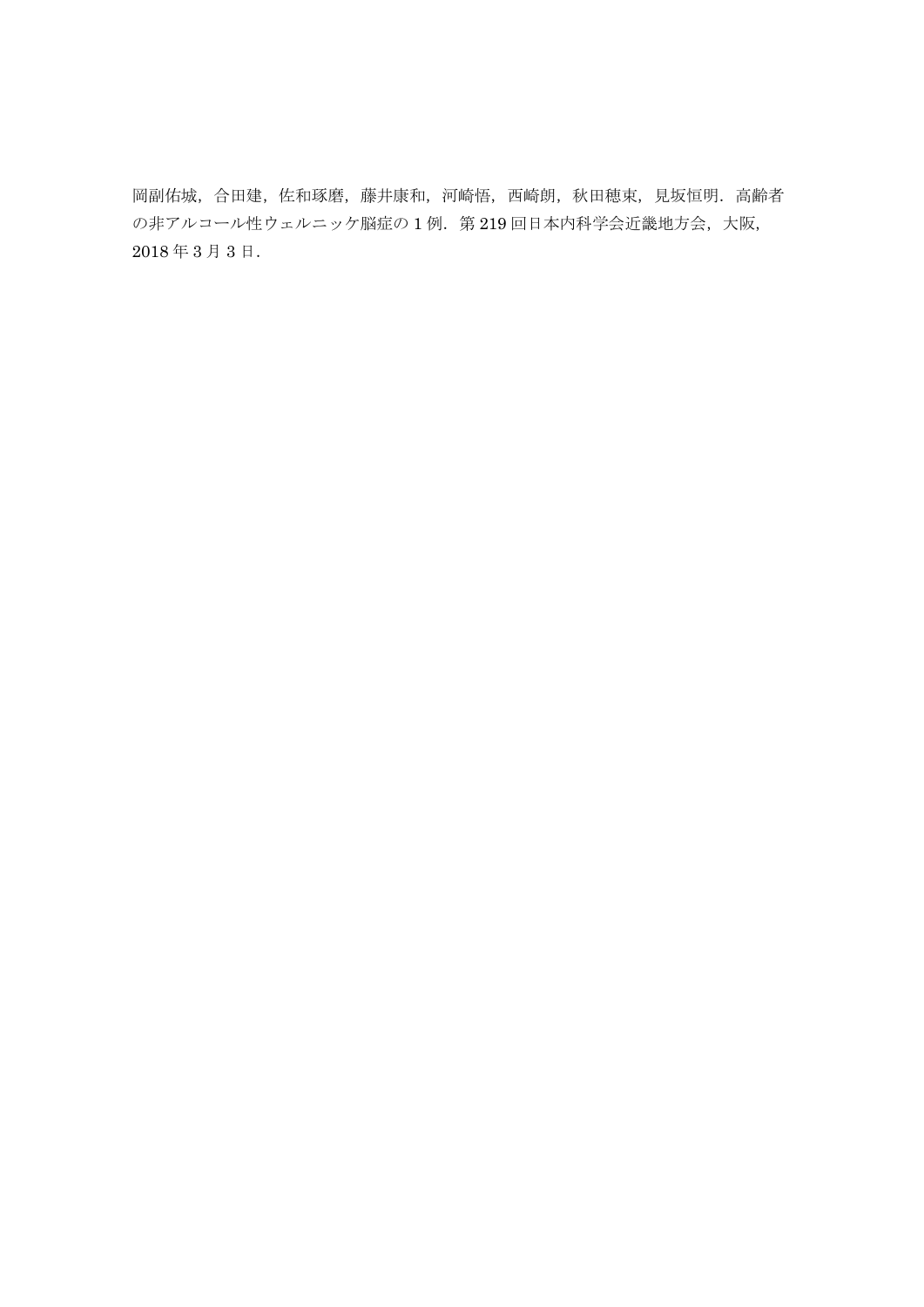岡副佑城，合田建，佐和琢磨，藤井康和，河崎悟，西崎朗，秋田穂束，見坂恒明．高齢者の非アルコール性ウェルニッケ脳症の 1 例．第 219 回日本内科学会近畿地方会，大阪，2018 年 3 月 3 日．